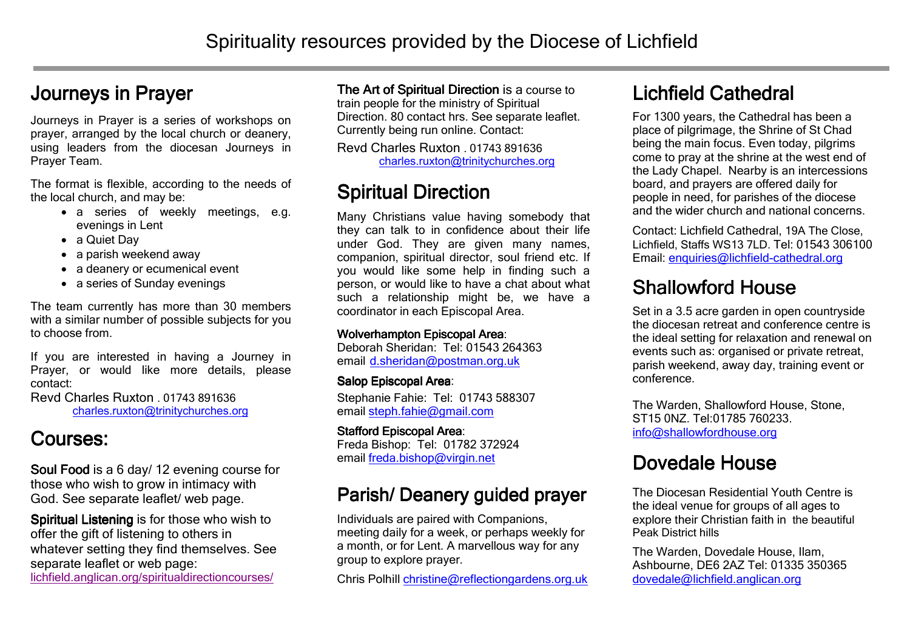# Spirituality resources provided by the Diocese of Lichfield

## Journeys in Prayer

Journeys in Prayer is a series of workshops on prayer, arranged by the local church or deanery, using leaders from the diocesan Journeys in Prayer Team.

The format is flexible, according to the needs of the local church, and may be:

- a series of weekly meetings, e.g. evenings in Lent
- a Quiet Day
- a parish weekend away
- a deanery or ecumenical event
- a series of Sunday evenings

The team currently has more than 30 members with a similar number of possible subjects for you to choose from.

If you are interested in having a Journey in Prayer, or would like more details, please contact:

Revd Charles Ruxton . 01743 891636
charles.ruxton@trinitychurches.org

## Courses:

**Soul Food** is a 6 day/ 12 evening course for those who wish to grow in intimacy with God. See separate leaflet/ web page.

**Spiritual Listening** is for those who wish to offer the gift of listening to others in whatever setting they find themselves. See separate leaflet or web page:
lichfield.anglican.org/spiritualdirectioncourses/

**The Art of Spiritual Direction** is a course to train people for the ministry of Spiritual Direction. 80 contact hrs. See separate leaflet. Currently being run online. Contact:

Revd Charles Ruxton . 01743 891636
charles.ruxton@trinitychurches.org

## Spiritual Direction

Many Christians value having somebody that they can talk to in confidence about their life under God. They are given many names, companion, spiritual director, soul friend etc. If you would like some help in finding such a person, or would like to have a chat about what such a relationship might be, we have a coordinator in each Episcopal Area.

**Wolverhampton Episcopal Area**:
Deborah Sheridan: Tel: 01543 264363
email d.sheridan@postman.org.uk

**Salop Episcopal Area**:
Stephanie Fahie: Tel: 01743 588307
email steph.fahie@gmail.com

**Stafford Episcopal Area**:
Freda Bishop: Tel: 01782 372924
email freda.bishop@virgin.net

## Parish/ Deanery guided prayer

Individuals are paired with Companions, meeting daily for a week, or perhaps weekly for a month, or for Lent. A marvellous way for any group to explore prayer.

Chris Polhill christine@reflectiongardens.org.uk

## Lichfield Cathedral

For 1300 years, the Cathedral has been a place of pilgrimage, the Shrine of St Chad being the main focus. Even today, pilgrims come to pray at the shrine at the west end of the Lady Chapel. Nearby is an intercessions board, and prayers are offered daily for people in need, for parishes of the diocese and the wider church and national concerns.

Contact: Lichfield Cathedral, 19A The Close, Lichfield, Staffs WS13 7LD. Tel: 01543 306100
Email: enquiries@lichfield-cathedral.org

## Shallowford House

Set in a 3.5 acre garden in open countryside the diocesan retreat and conference centre is the ideal setting for relaxation and renewal on events such as: organised or private retreat, parish weekend, away day, training event or conference.

The Warden, Shallowford House, Stone, ST15 0NZ. Tel:01785 760233.
info@shallowfordhouse.org

## Dovedale House

The Diocesan Residential Youth Centre is the ideal venue for groups of all ages to explore their Christian faith in the beautiful Peak District hills

The Warden, Dovedale House, Ilam, Ashbourne, DE6 2AZ Tel: 01335 350365
dovedale@lichfield.anglican.org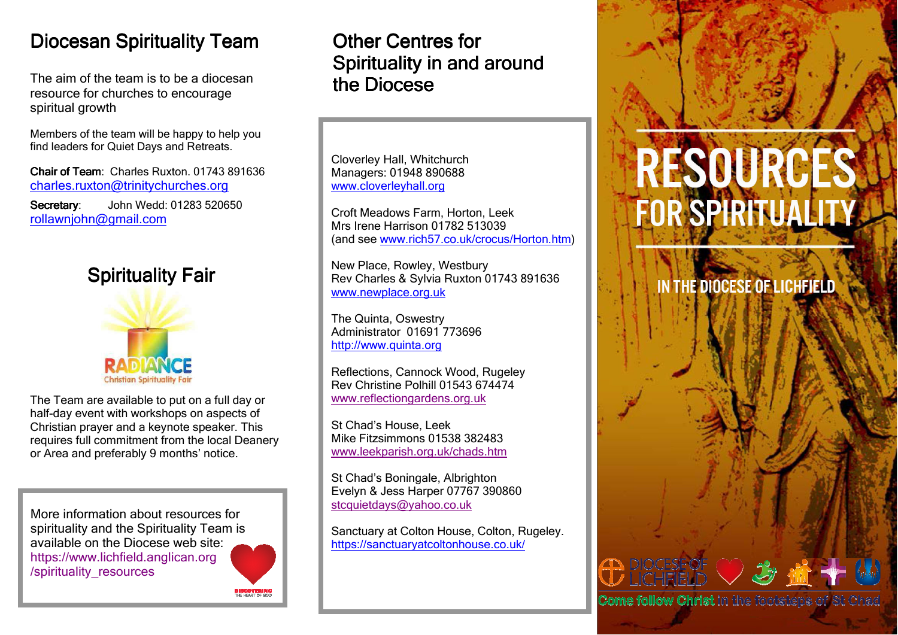## Diocesan Spirituality Team

The aim of the team is to be a diocesan resource for churches to encourage spiritual growth

Members of the team will be happy to help you find leaders for Quiet Days and Retreats.

**Chair of Team**: Charles Ruxton. 01743 891636
charles.ruxton@trinitychurches.org

**Secretary**: John Wedd: 01283 520650
rollawnjohn@gmail.com

## Spirituality Fair

RADIANCE
Christian Spirituality Fair

The Team are available to put on a full day or half-day event with workshops on aspects of Christian prayer and a keynote speaker. This requires full commitment from the local Deanery or Area and preferably 9 months' notice.

More information about resources for spirituality and the Spirituality Team is available on the Diocese web site:
https://www.lichfield.anglican.org/spirituality_resources

DISCOVERING THE HEART OF GOD

## Other Centres for Spirituality in and around the Diocese

Cloverley Hall, Whitchurch
Managers: 01948 890688
www.cloverleyhall.org

Croft Meadows Farm, Horton, Leek
Mrs Irene Harrison 01782 513039
(and see www.rich57.co.uk/crocus/Horton.htm)

New Place, Rowley, Westbury
Rev Charles & Sylvia Ruxton 01743 891636
www.newplace.org.uk

The Quinta, Oswestry
Administrator 01691 773696
http://www.quinta.org

Reflections, Cannock Wood, Rugeley
Rev Christine Polhill 01543 674474
www.reflectiongardens.org.uk

St Chad's House, Leek
Mike Fitzsimmons 01538 382483
www.leekparish.org.uk/chads.htm

St Chad's Boningale, Albrighton
Evelyn & Jess Harper 07767 390860
stcquietdays@yahoo.co.uk

Sanctuary at Colton House, Colton, Rugeley.
https://sanctuaryatcoltonhouse.co.uk/

# RESOURCES FOR SPIRITUALITY

## IN THE DIOCESE OF LICHFIELD

DIOCESE OF LICHFIELD

Come follow Christ in the footsteps of St Chad